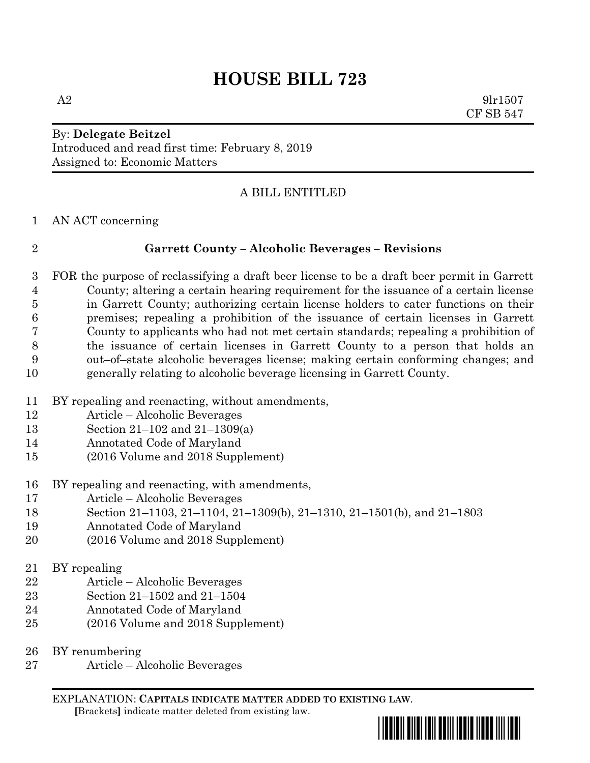# HOUSE BILL 723

A2 9lr1507
CF SB 547

By: **Delegate Beitzel**
Introduced and read first time: February 8, 2019
Assigned to: Economic Matters

A BILL ENTITLED

1 AN ACT concerning

2 **Garrett County – Alcoholic Beverages – Revisions**

3 FOR the purpose of reclassifying a draft beer license to be a draft beer permit in Garrett
4 County; altering a certain hearing requirement for the issuance of a certain license
5 in Garrett County; authorizing certain license holders to cater functions on their
6 premises; repealing a prohibition of the issuance of certain licenses in Garrett
7 County to applicants who had not met certain standards; repealing a prohibition of
8 the issuance of certain licenses in Garrett County to a person that holds an
9 out–of–state alcoholic beverages license; making certain conforming changes; and
10 generally relating to alcoholic beverage licensing in Garrett County.

11 BY repealing and reenacting, without amendments,
12 Article – Alcoholic Beverages
13 Section 21–102 and 21–1309(a)
14 Annotated Code of Maryland
15 (2016 Volume and 2018 Supplement)

16 BY repealing and reenacting, with amendments,
17 Article – Alcoholic Beverages
18 Section 21–1103, 21–1104, 21–1309(b), 21–1310, 21–1501(b), and 21–1803
19 Annotated Code of Maryland
20 (2016 Volume and 2018 Supplement)

21 BY repealing
22 Article – Alcoholic Beverages
23 Section 21–1502 and 21–1504
24 Annotated Code of Maryland
25 (2016 Volume and 2018 Supplement)

26 BY renumbering
27 Article – Alcoholic Beverages

EXPLANATION: **CAPITALS INDICATE MATTER ADDED TO EXISTING LAW.**
**[**Brackets**]** indicate matter deleted from existing law.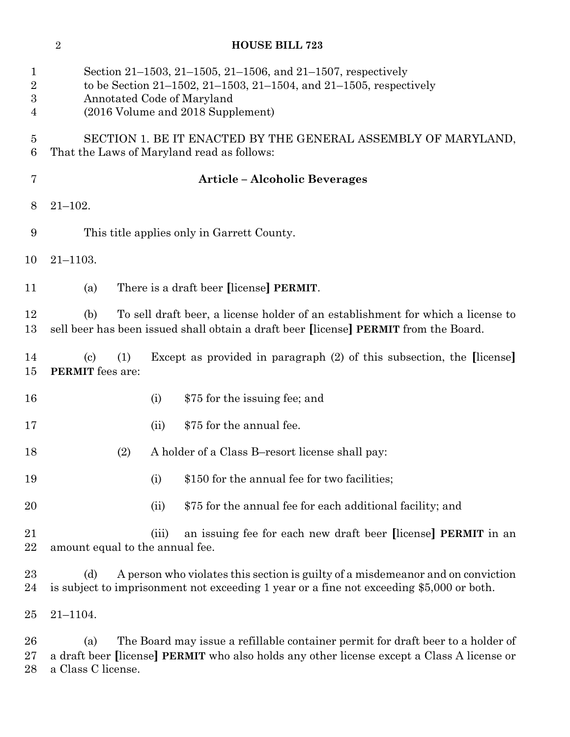Section 21–1503, 21–1505, 21–1506, and 21–1507, respectively
to be Section 21–1502, 21–1503, 21–1504, and 21–1505, respectively
Annotated Code of Maryland
(2016 Volume and 2018 Supplement)

SECTION 1. BE IT ENACTED BY THE GENERAL ASSEMBLY OF MARYLAND, That the Laws of Maryland read as follows:

**Article – Alcoholic Beverages**

21–102.

This title applies only in Garrett County.

21–1103.

(a) There is a draft beer [license] **PERMIT**.

(b) To sell draft beer, a license holder of an establishment for which a license to sell beer has been issued shall obtain a draft beer [license] **PERMIT** from the Board.

(c) (1) Except as provided in paragraph (2) of this subsection, the [license] **PERMIT** fees are:

(i) $75 for the issuing fee; and

(ii) $75 for the annual fee.

(2) A holder of a Class B–resort license shall pay:

(i) $150 for the annual fee for two facilities;

(ii) $75 for the annual fee for each additional facility; and

(iii) an issuing fee for each new draft beer [license] **PERMIT** in an amount equal to the annual fee.

(d) A person who violates this section is guilty of a misdemeanor and on conviction is subject to imprisonment not exceeding 1 year or a fine not exceeding $5,000 or both.

21–1104.

(a) The Board may issue a refillable container permit for draft beer to a holder of a draft beer [license] **PERMIT** who also holds any other license except a Class A license or a Class C license.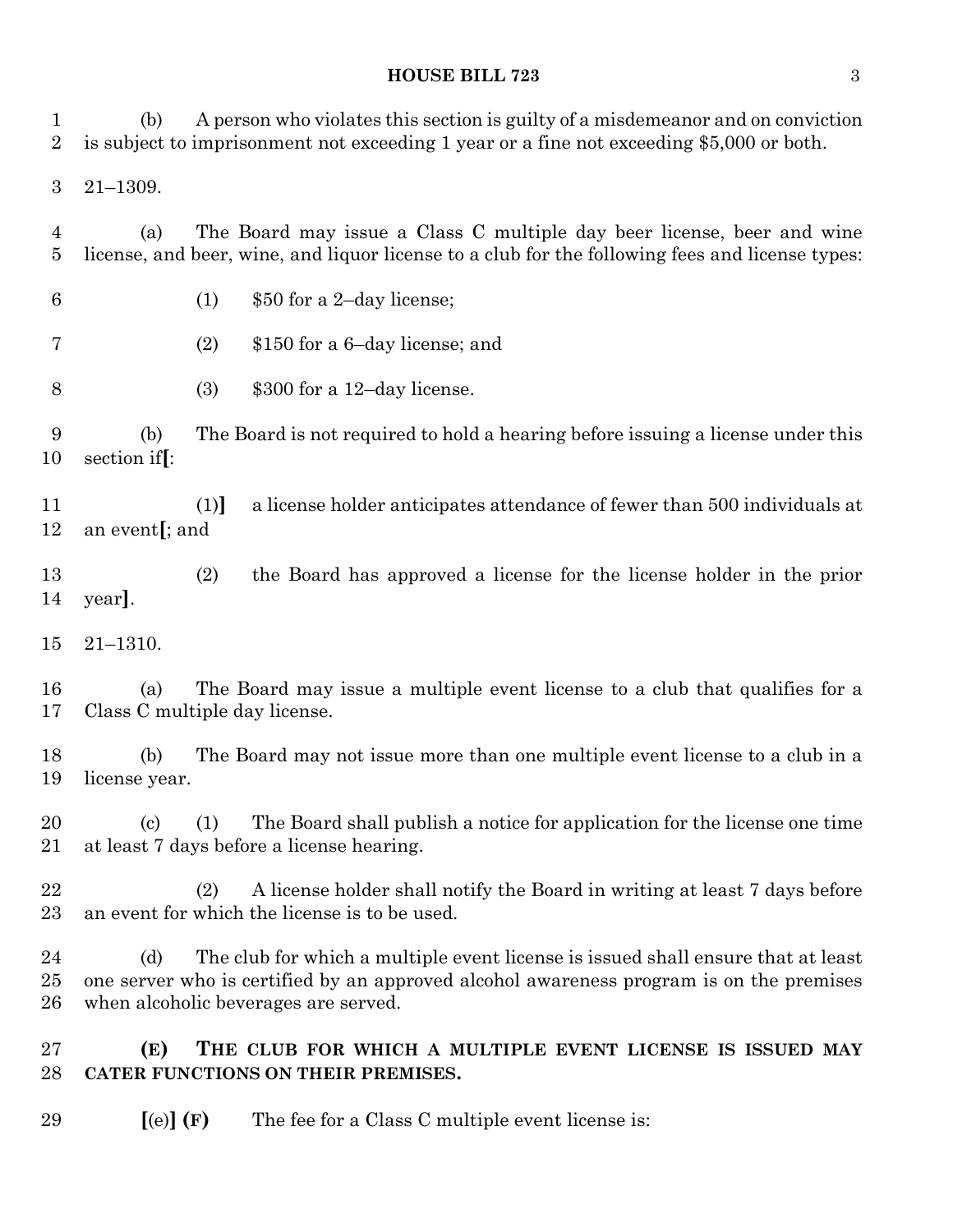(b) A person who violates this section is guilty of a misdemeanor and on conviction is subject to imprisonment not exceeding 1 year or a fine not exceeding $5,000 or both.

21–1309.

(a) The Board may issue a Class C multiple day beer license, beer and wine license, and beer, wine, and liquor license to a club for the following fees and license types:

(1) $50 for a 2–day license;

(2) $150 for a 6–day license; and

(3) $300 for a 12–day license.

(b) The Board is not required to hold a hearing before issuing a license under this section if**[**:

(1)**]** a license holder anticipates attendance of fewer than 500 individuals at an event**[**; and

(2) the Board has approved a license for the license holder in the prior year**]**.

21–1310.

(a) The Board may issue a multiple event license to a club that qualifies for a Class C multiple day license.

(b) The Board may not issue more than one multiple event license to a club in a license year.

(c) (1) The Board shall publish a notice for application for the license one time at least 7 days before a license hearing.

(2) A license holder shall notify the Board in writing at least 7 days before an event for which the license is to be used.

(d) The club for which a multiple event license is issued shall ensure that at least one server who is certified by an approved alcohol awareness program is on the premises when alcoholic beverages are served.

**(E) THE CLUB FOR WHICH A MULTIPLE EVENT LICENSE IS ISSUED MAY CATER FUNCTIONS ON THEIR PREMISES.**

**[**(e)**] (F)** The fee for a Class C multiple event license is: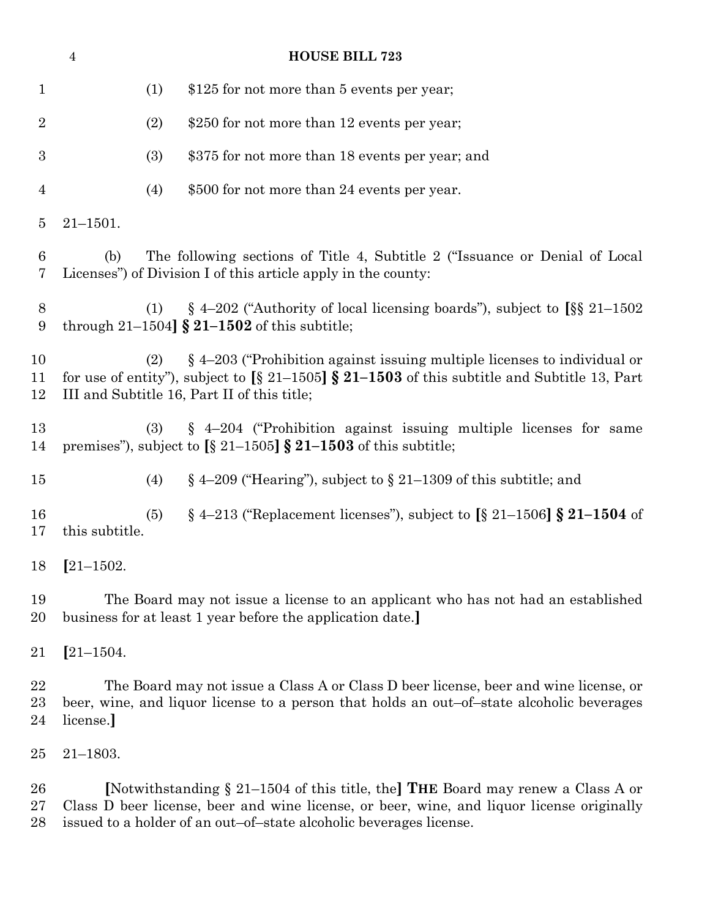(1) $125 for not more than 5 events per year;

(2) $250 for not more than 12 events per year;

(3) $375 for not more than 18 events per year; and

(4) $500 for not more than 24 events per year.

21–1501.

(b) The following sections of Title 4, Subtitle 2 ("Issuance or Denial of Local Licenses") of Division I of this article apply in the county:

(1) § 4–202 ("Authority of local licensing boards"), subject to [§§ 21–1502 through 21–1504] **§ 21–1502** of this subtitle;

(2) § 4–203 ("Prohibition against issuing multiple licenses to individual or for use of entity"), subject to [§ 21–1505] **§ 21–1503** of this subtitle and Subtitle 13, Part III and Subtitle 16, Part II of this title;

(3) § 4–204 ("Prohibition against issuing multiple licenses for same premises"), subject to [§ 21–1505] **§ 21–1503** of this subtitle;

(4) § 4–209 ("Hearing"), subject to § 21–1309 of this subtitle; and

(5) § 4–213 ("Replacement licenses"), subject to [§ 21–1506] **§ 21–1504** of this subtitle.

[21–1502.

The Board may not issue a license to an applicant who has not had an established business for at least 1 year before the application date.]

[21–1504.

The Board may not issue a Class A or Class D beer license, beer and wine license, or beer, wine, and liquor license to a person that holds an out–of–state alcoholic beverages license.]

21–1803.

[Notwithstanding § 21–1504 of this title, the] **THE** Board may renew a Class A or Class D beer license, beer and wine license, or beer, wine, and liquor license originally issued to a holder of an out–of–state alcoholic beverages license.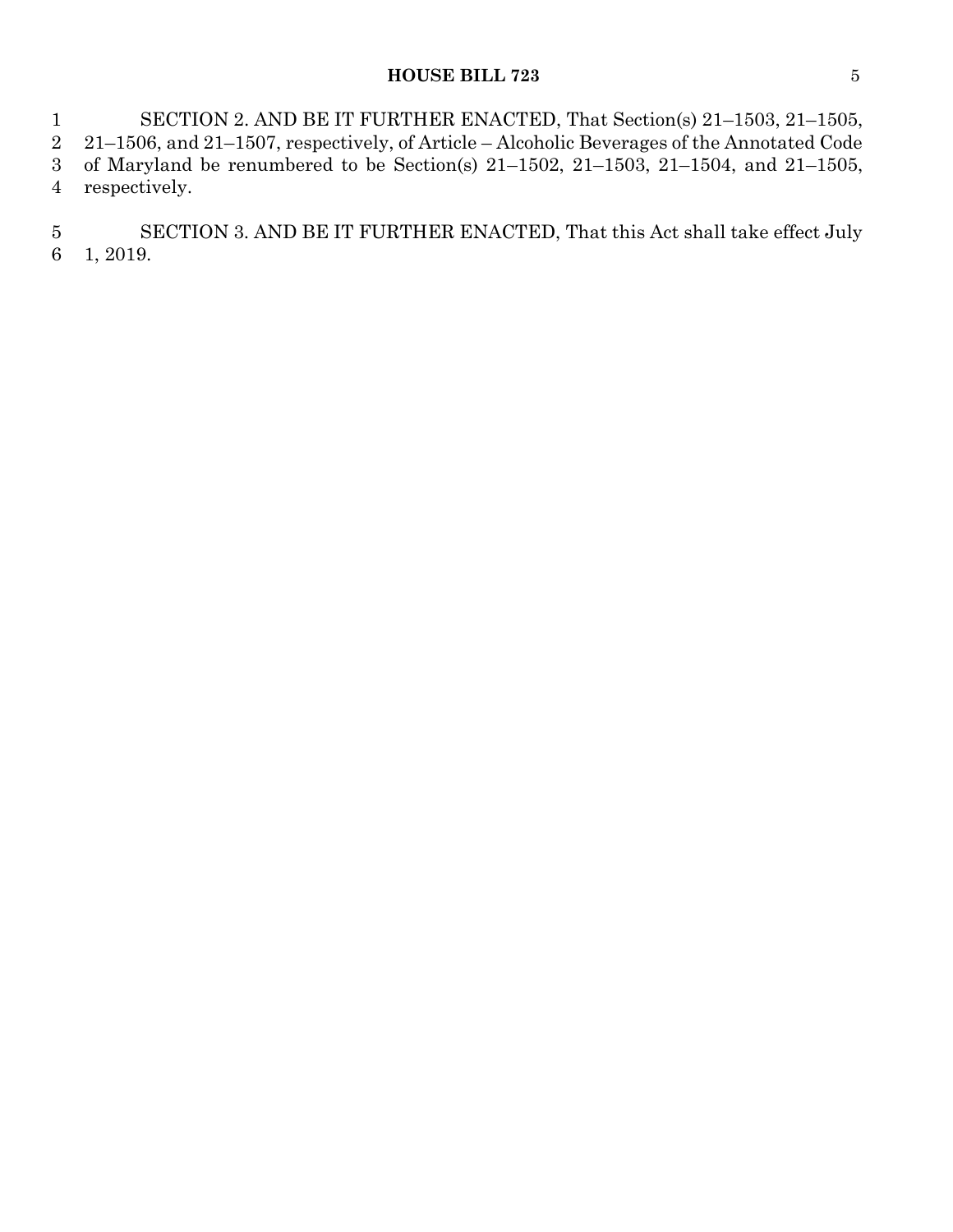SECTION 2. AND BE IT FURTHER ENACTED, That Section(s) 21–1503, 21–1505, 21–1506, and 21–1507, respectively, of Article – Alcoholic Beverages of the Annotated Code of Maryland be renumbered to be Section(s) 21–1502, 21–1503, 21–1504, and 21–1505, respectively.

SECTION 3. AND BE IT FURTHER ENACTED, That this Act shall take effect July 1, 2019.